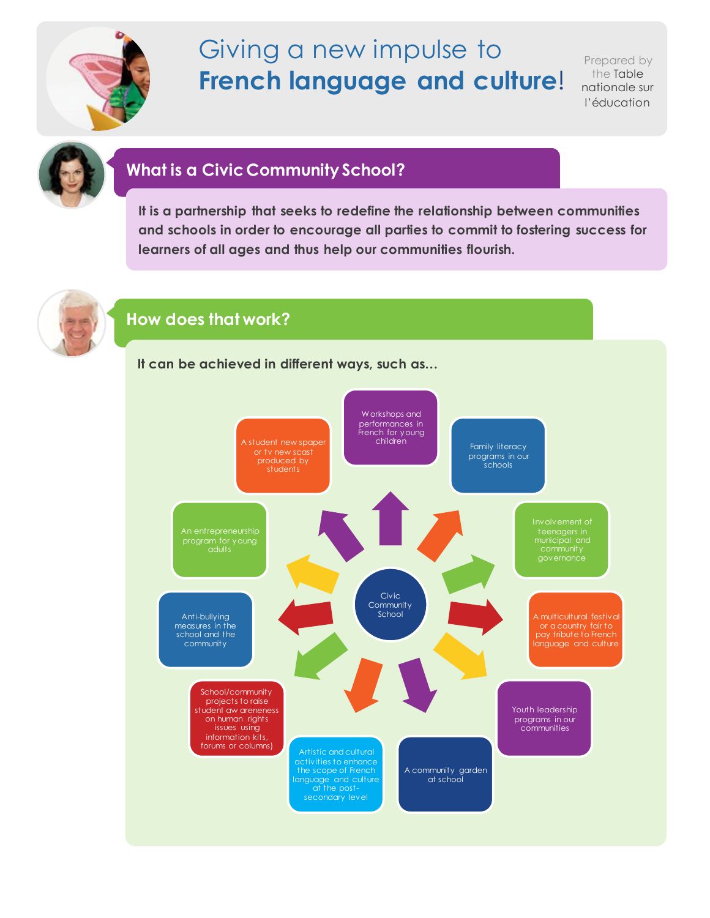# Giving a new impulse to **French language and culture!**

Prepared by the Table nationale sur l'éducation

## What is a Civic Community School?

**It is a partnership that seeks to redefine the relationship between communities and schools in order to encourage all parties to commit to fostering success for learners of all ages and thus help our communities flourish.**

## How does that work?

**It can be achieved in different ways, such as...**

Civic Community School

- Workshops and performances in French for young children
- Family literacy programs in our schools
- Involvement of teenagers in municipal and community governance
- A multicultural festival or a country fair to pay tribute to French language and culture
- Youth leadership programs in our communities
- A community garden at school
- Artistic and cultural activities to enhance the scope of French language and culture at the post-secondary level
- School/community projects to raise student awareneness on human rights issues using information kits, forums or columns)
- Anti-bullying measures in the school and the community
- An entrepreneurship program for young adults
- A student newspaper or tv newscast produced by students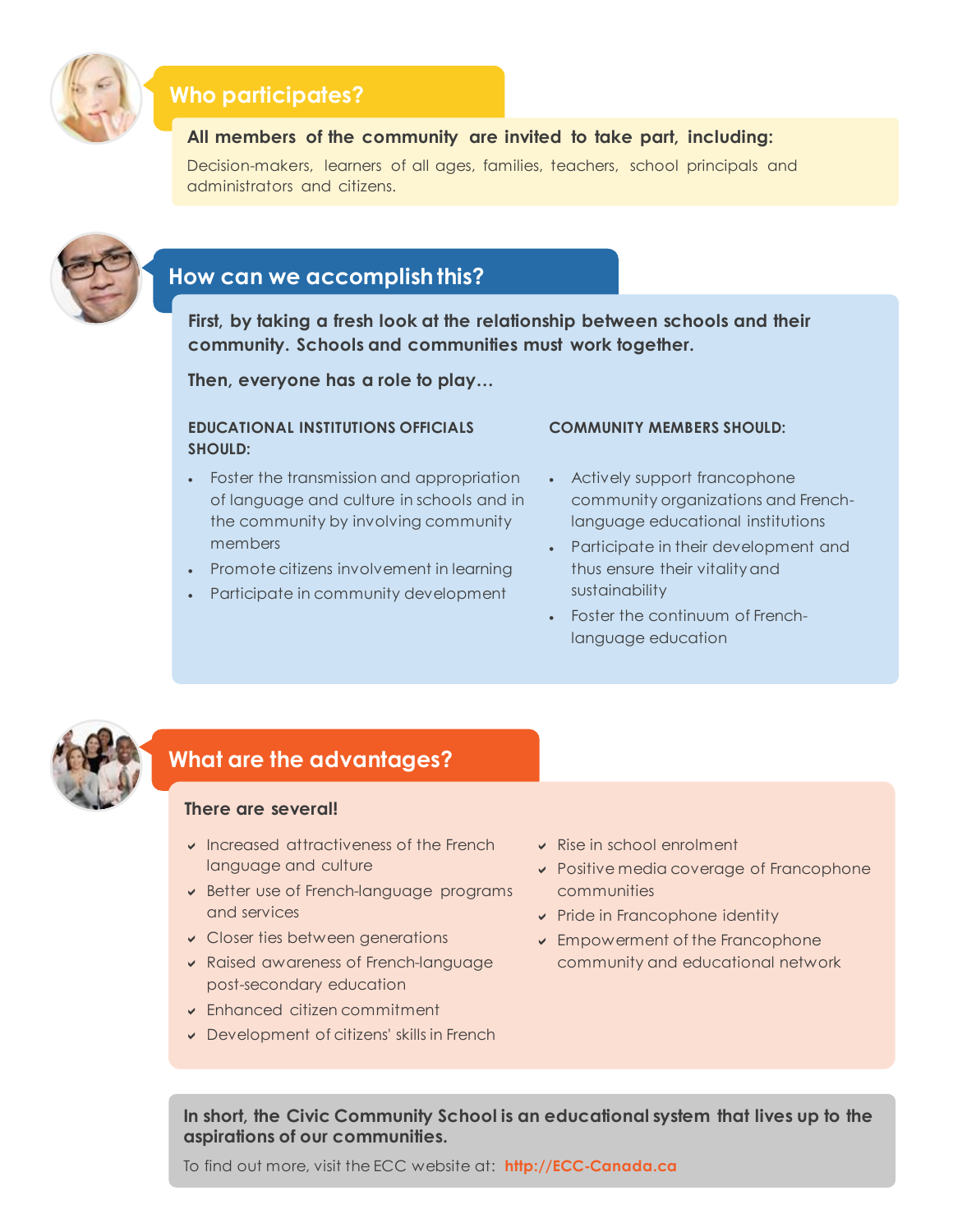## Who participates?

**All members of the community are invited to take part, including:**

Decision-makers, learners of all ages, families, teachers, school principals and administrators and citizens.

## How can we accomplish this?

**First, by taking a fresh look at the relationship between schools and their community. Schools and communities must work together.**

**Then, everyone has a role to play…**

**EDUCATIONAL INSTITUTIONS OFFICIALS SHOULD:**

- Foster the transmission and appropriation of language and culture in schools and in the community by involving community members
- Promote citizens involvement in learning
- Participate in community development

**COMMUNITY MEMBERS SHOULD:**

- Actively support francophone community organizations and French-language educational institutions
- Participate in their development and thus ensure their vitality and sustainability
- Foster the continuum of French-language education

## What are the advantages?

**There are several!**

- Increased attractiveness of the French language and culture
- Better use of French-language programs and services
- Closer ties between generations
- Raised awareness of French-language post-secondary education
- Enhanced citizen commitment
- Development of citizens' skills in French
- Rise in school enrolment
- Positive media coverage of Francophone communities
- Pride in Francophone identity
- Empowerment of the Francophone community and educational network

**In short, the Civic Community School is an educational system that lives up to the aspirations of our communities.**

To find out more, visit the ECC website at: **http://ECC-Canada.ca**